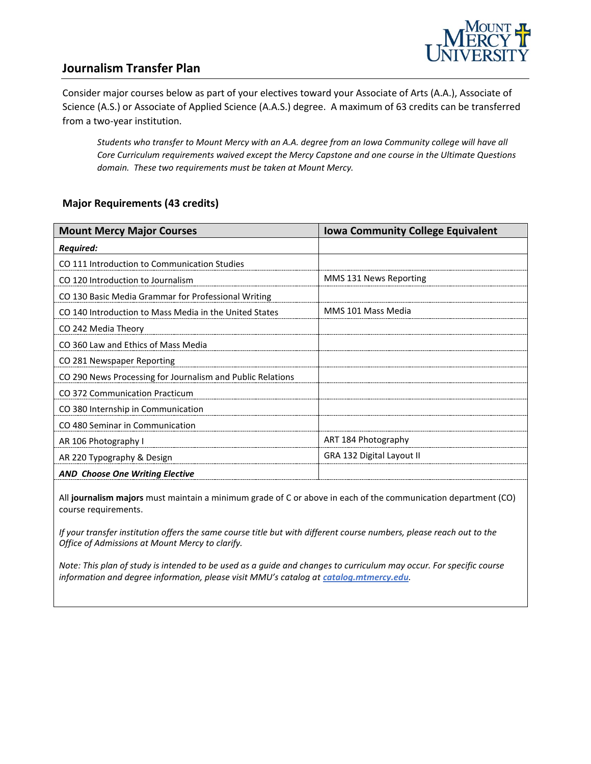# Journalism Transfer Plan

Consider major courses below as part of your electives toward your Associate of Arts (A.A.), Associate of Science (A.S.) or Associate of Applied Science (A.A.S.) degree. A maximum of 63 credits can be transferred from a two-year institution.

> *Students who transfer to Mount Mercy with an A.A. degree from an Iowa Community college will have all Core Curriculum requirements waived except the Mercy Capstone and one course in the Ultimate Questions domain. These two requirements must be taken at Mount Mercy.*

## Major Requirements (43 credits)

| Mount Mercy Major Courses | Iowa Community College Equivalent |
|---|---|
| ***Required:*** | |
| CO 111 Introduction to Communication Studies | |
| CO 120 Introduction to Journalism | MMS 131 News Reporting |
| CO 130 Basic Media Grammar for Professional Writing | |
| CO 140 Introduction to Mass Media in the United States | MMS 101 Mass Media |
| CO 242 Media Theory | |
| CO 360 Law and Ethics of Mass Media | |
| CO 281 Newspaper Reporting | |
| CO 290 News Processing for Journalism and Public Relations | |
| CO 372 Communication Practicum | |
| CO 380 Internship in Communication | |
| CO 480 Seminar in Communication | |
| AR 106 Photography I | ART 184 Photography |
| AR 220 Typography & Design | GRA 132 Digital Layout II |
| ***AND Choose One Writing Elective*** | |

All **journalism majors** must maintain a minimum grade of C or above in each of the communication department (CO) course requirements.

*If your transfer institution offers the same course title but with different course numbers, please reach out to the Office of Admissions at Mount Mercy to clarify.*

*Note: This plan of study is intended to be used as a guide and changes to curriculum may occur. For specific course information and degree information, please visit MMU's catalog at **catalog.mtmercy.edu**.*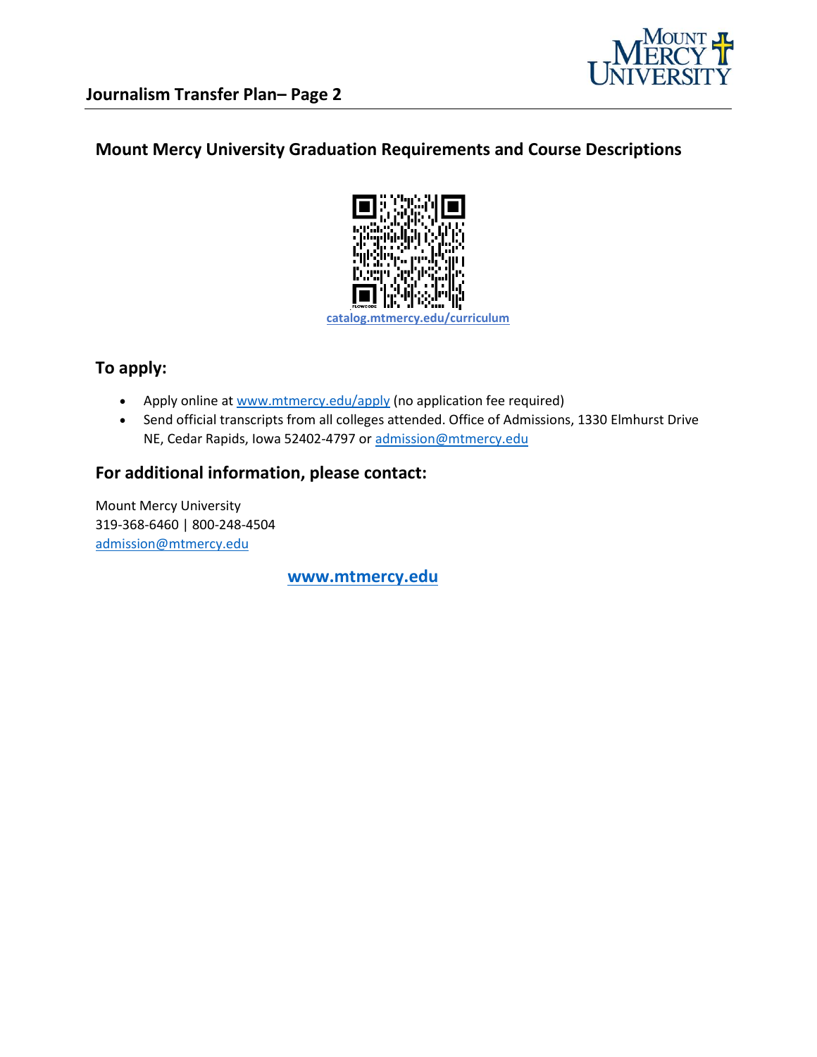## Mount Mercy University Graduation Requirements and Course Descriptions

catalog.mtmercy.edu/curriculum

## To apply:

- Apply online at www.mtmercy.edu/apply (no application fee required)
- Send official transcripts from all colleges attended. Office of Admissions, 1330 Elmhurst Drive NE, Cedar Rapids, Iowa 52402-4797 or admission@mtmercy.edu

## For additional information, please contact:

Mount Mercy University
319-368-6460 | 800-248-4504
admission@mtmercy.edu

**www.mtmercy.edu**